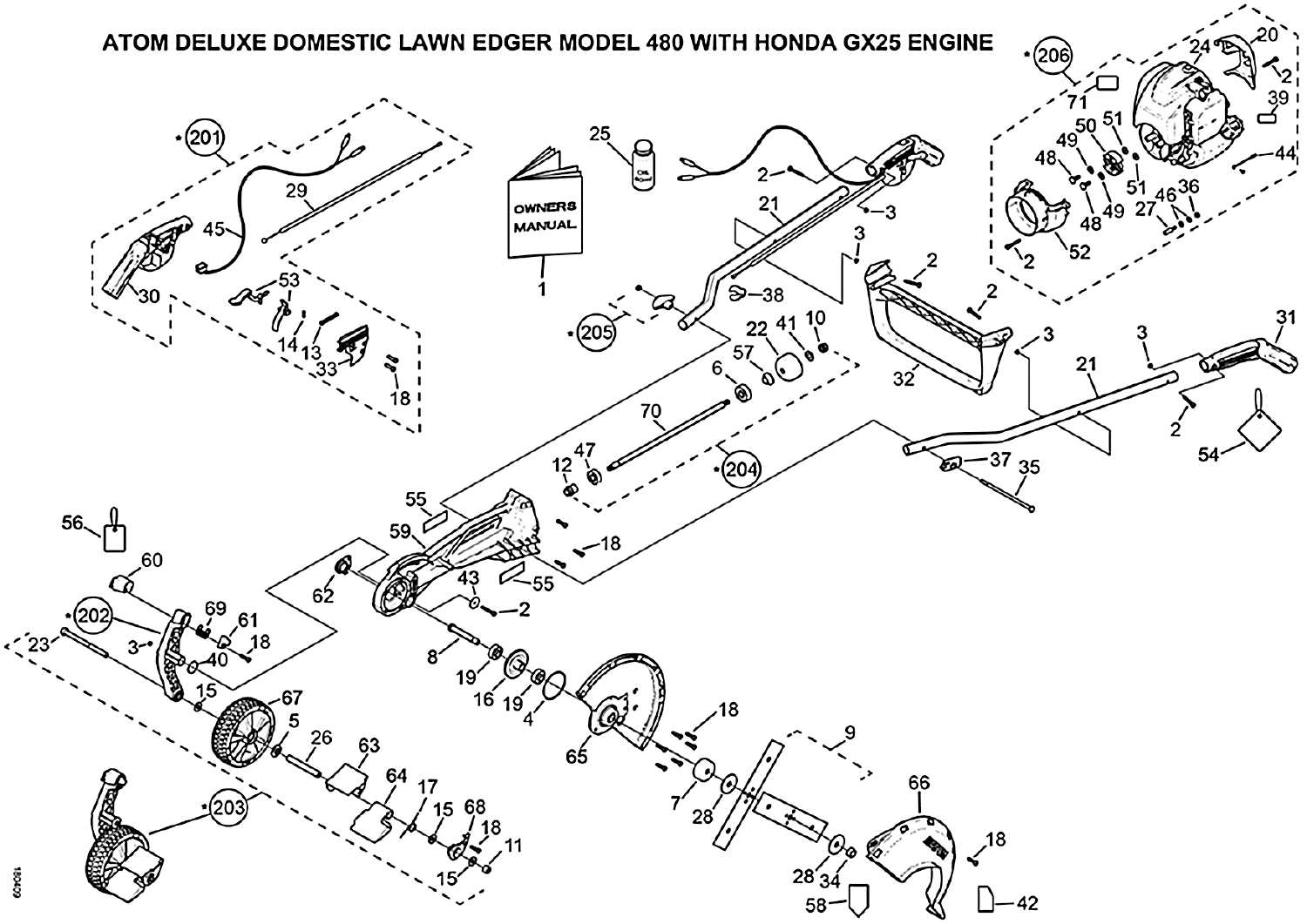# ATOM DELUXE DOMESTIC LAWN EDGER MODEL 480 WITH HONDA GX25 ENGINE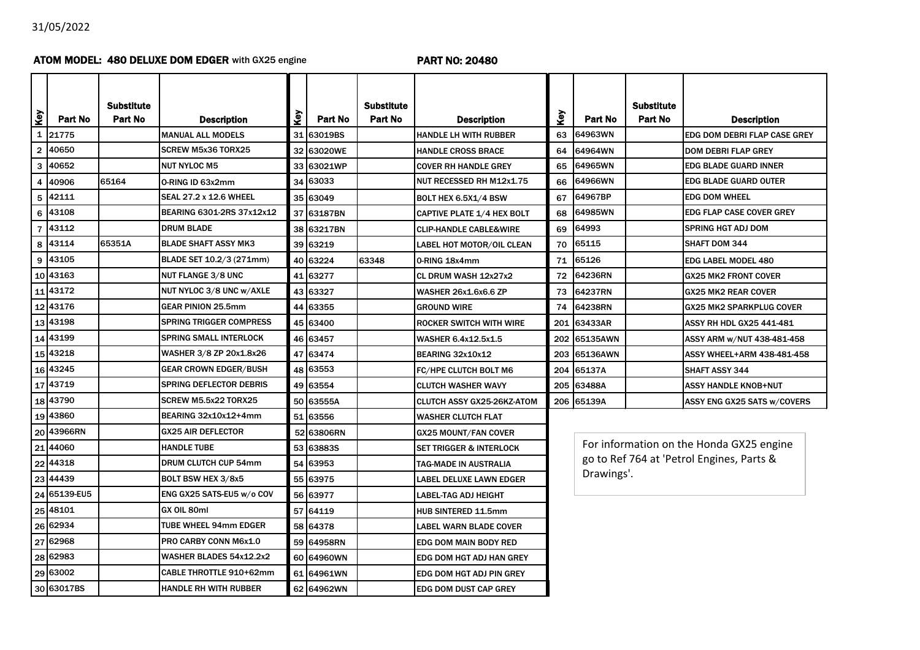31/05/2022

**ATOM MODEL: 480 DELUXE DOM EDGER** with GX25 engine **PART NO: 20480**

| Key | Part No | Substitute Part No | Description | Key | Part No | Substitute Part No | Description | Key | Part No | Substitute Part No | Description |
|---|---|---|---|---|---|---|---|---|---|---|---|
| 1 | 21775 | | MANUAL ALL MODELS | 31 | 63019BS | | HANDLE LH WITH RUBBER | 63 | 64963WN | | EDG DOM DEBRI FLAP CASE GREY |
| 2 | 40650 | | SCREW M5x36 TORX25 | 32 | 63020WE | | HANDLE CROSS BRACE | 64 | 64964WN | | DOM DEBRI FLAP GREY |
| 3 | 40652 | | NUT NYLOC M5 | 33 | 63021WP | | COVER RH HANDLE GREY | 65 | 64965WN | | EDG BLADE GUARD INNER |
| 4 | 40906 | 65164 | O-RING ID 63x2mm | 34 | 63033 | | NUT RECESSED RH M12x1.75 | 66 | 64966WN | | EDG BLADE GUARD OUTER |
| 5 | 42111 | | SEAL 27.2 x 12.6 WHEEL | 35 | 63049 | | BOLT HEX 6.5X1/4 BSW | 67 | 64967BP | | EDG DOM WHEEL |
| 6 | 43108 | | BEARING 6301-2RS 37x12x12 | 37 | 63187BN | | CAPTIVE PLATE 1/4 HEX BOLT | 68 | 64985WN | | EDG FLAP CASE COVER GREY |
| 7 | 43112 | | DRUM BLADE | 38 | 63217BN | | CLIP-HANDLE CABLE&WIRE | 69 | 64993 | | SPRING HGT ADJ DOM |
| 8 | 43114 | 65351A | BLADE SHAFT ASSY MK3 | 39 | 63219 | | LABEL HOT MOTOR/OIL CLEAN | 70 | 65115 | | SHAFT DOM 344 |
| 9 | 43105 | | BLADE SET 10.2/3 (271mm) | 40 | 63224 | 63348 | 0-RING 18x4mm | 71 | 65126 | | EDG LABEL MODEL 480 |
| 10 | 43163 | | NUT FLANGE 3/8 UNC | 41 | 63277 | | CL DRUM WASH 12x27x2 | 72 | 64236RN | | GX25 MK2 FRONT COVER |
| 11 | 43172 | | NUT NYLOC 3/8 UNC w/AXLE | 43 | 63327 | | WASHER 26x1.6x6.6 ZP | 73 | 64237RN | | GX25 MK2 REAR COVER |
| 12 | 43176 | | GEAR PINION 25.5mm | 44 | 63355 | | GROUND WIRE | 74 | 64238RN | | GX25 MK2 SPARKPLUG COVER |
| 13 | 43198 | | SPRING TRIGGER COMPRESS | 45 | 63400 | | ROCKER SWITCH WITH WIRE | 201 | 63433AR | | ASSY RH HDL GX25 441-481 |
| 14 | 43199 | | SPRING SMALL INTERLOCK | 46 | 63457 | | WASHER 6.4x12.5x1.5 | 202 | 65135AWN | | ASSY ARM w/NUT 438-481-458 |
| 15 | 43218 | | WASHER 3/8 ZP 20x1.8x26 | 47 | 63474 | | BEARING 32x10x12 | 203 | 65136AWN | | ASSY WHEEL+ARM 438-481-458 |
| 16 | 43245 | | GEAR CROWN EDGER/BUSH | 48 | 63553 | | FC/HPE CLUTCH BOLT M6 | 204 | 65137A | | SHAFT ASSY 344 |
| 17 | 43719 | | SPRING DEFLECTOR DEBRIS | 49 | 63554 | | CLUTCH WASHER WAVY | 205 | 63488A | | ASSY HANDLE KNOB+NUT |
| 18 | 43790 | | SCREW M5.5x22 TORX25 | 50 | 63555A | | CLUTCH ASSY GX25-26KZ-ATOM | 206 | 65139A | | ASSY ENG GX25 SATS w/COVERS |
| 19 | 43860 | | BEARING 32x10x12+4mm | 51 | 63556 | | WASHER CLUTCH FLAT | | | | |
| 20 | 43966RN | | GX25 AIR DEFLECTOR | 52 | 63806RN | | GX25 MOUNT/FAN COVER | | | | |
| 21 | 44060 | | HANDLE TUBE | 53 | 63883S | | SET TRIGGER & INTERLOCK | | | | |
| 22 | 44318 | | DRUM CLUTCH CUP 54mm | 54 | 63953 | | TAG-MADE IN AUSTRALIA | | | | |
| 23 | 44439 | | BOLT BSW HEX 3/8x5 | 55 | 63975 | | LABEL DELUXE LAWN EDGER | | | | |
| 24 | 65139-EU5 | | ENG GX25 SATS-EU5 w/o COV | 56 | 63977 | | LABEL-TAG ADJ HEIGHT | | | | |
| 25 | 48101 | | GX OIL 80ml | 57 | 64119 | | HUB SINTERED 11.5mm | | | | |
| 26 | 62934 | | TUBE WHEEL 94mm EDGER | 58 | 64378 | | LABEL WARN BLADE COVER | | | | |
| 27 | 62968 | | PRO CARBY CONN M6x1.0 | 59 | 64958RN | | EDG DOM MAIN BODY RED | | | | |
| 28 | 62983 | | WASHER BLADES 54x12.2x2 | 60 | 64960WN | | EDG DOM HGT ADJ HAN GREY | | | | |
| 29 | 63002 | | CABLE THROTTLE 910+62mm | 61 | 64961WN | | EDG DOM HGT ADJ PIN GREY | | | | |
| 30 | 63017BS | | HANDLE RH WITH RUBBER | 62 | 64962WN | | EDG DOM DUST CAP GREY | | | | |

For information on the Honda GX25 engine go to Ref 764 at 'Petrol Engines, Parts & Drawings'.